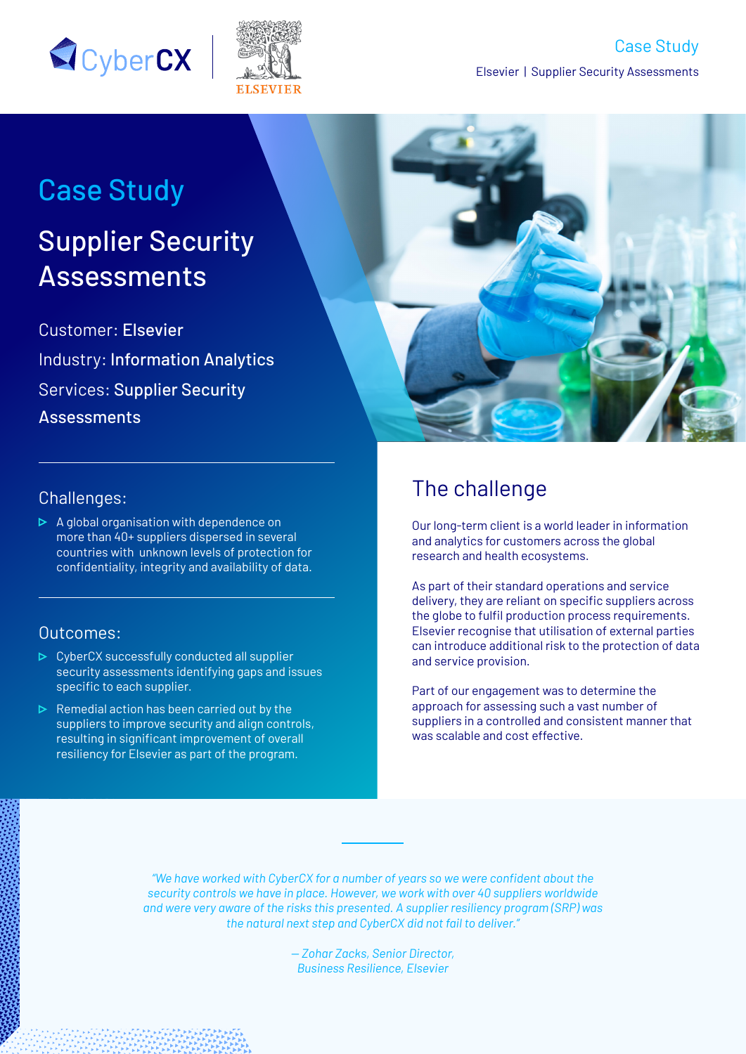# Case Study

## Supplier Security Assessments

Customer: **Elsevier**

Industry: **Information Analytics**

Services: **Supplier Security Assessments**

---

### Challenges:

- A global organisation with dependence on more than 40+ suppliers dispersed in several countries with unknown levels of protection for confidentiality, integrity and availability of data.

---

### Outcomes:

- CyberCX successfully conducted all supplier security assessments identifying gaps and issues specific to each supplier.
- Remedial action has been carried out by the suppliers to improve security and align controls, resulting in significant improvement of overall resiliency for Elsevier as part of the program.

## The challenge

Our long-term client is a world leader in information and analytics for customers across the global research and health ecosystems.

As part of their standard operations and service delivery, they are reliant on specific suppliers across the globe to fulfil production process requirements. Elsevier recognise that utilisation of external parties can introduce additional risk to the protection of data and service provision.

Part of our engagement was to determine the approach for assessing such a vast number of suppliers in a controlled and consistent manner that was scalable and cost effective.

*"We have worked with CyberCX for a number of years so we were confident about the security controls we have in place. However, we work with over 40 suppliers worldwide and were very aware of the risks this presented. A supplier resiliency program (SRP) was the natural next step and CyberCX did not fail to deliver."*

*— Zohar Zacks, Senior Director, Business Resilience, Elsevier*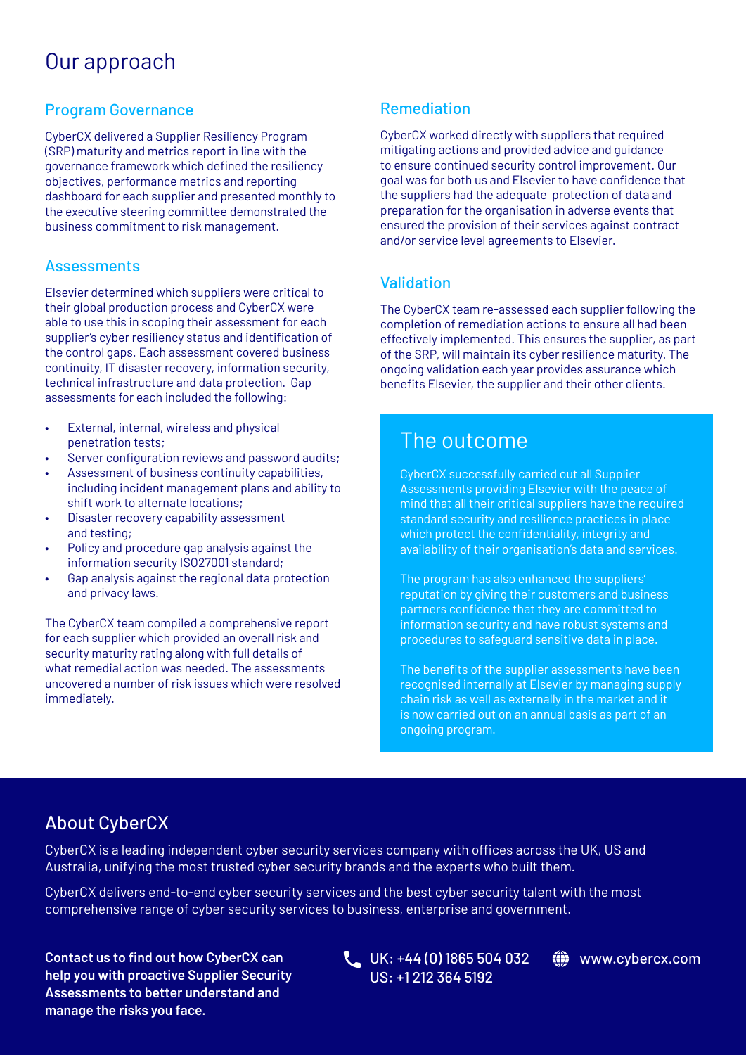# Our approach

## Program Governance

CyberCX delivered a Supplier Resiliency Program (SRP) maturity and metrics report in line with the governance framework which defined the resiliency objectives, performance metrics and reporting dashboard for each supplier and presented monthly to the executive steering committee demonstrated the business commitment to risk management.

## Assessments

Elsevier determined which suppliers were critical to their global production process and CyberCX were able to use this in scoping their assessment for each supplier's cyber resiliency status and identification of the control gaps. Each assessment covered business continuity, IT disaster recovery, information security, technical infrastructure and data protection. Gap assessments for each included the following:

- External, internal, wireless and physical penetration tests;
- Server configuration reviews and password audits;
- Assessment of business continuity capabilities, including incident management plans and ability to shift work to alternate locations;
- Disaster recovery capability assessment and testing;
- Policy and procedure gap analysis against the information security ISO27001 standard;
- Gap analysis against the regional data protection and privacy laws.

The CyberCX team compiled a comprehensive report for each supplier which provided an overall risk and security maturity rating along with full details of what remedial action was needed. The assessments uncovered a number of risk issues which were resolved immediately.

## Remediation

CyberCX worked directly with suppliers that required mitigating actions and provided advice and guidance to ensure continued security control improvement. Our goal was for both us and Elsevier to have confidence that the suppliers had the adequate protection of data and preparation for the organisation in adverse events that ensured the provision of their services against contract and/or service level agreements to Elsevier.

## Validation

The CyberCX team re-assessed each supplier following the completion of remediation actions to ensure all had been effectively implemented. This ensures the supplier, as part of the SRP, will maintain its cyber resilience maturity. The ongoing validation each year provides assurance which benefits Elsevier, the supplier and their other clients.

# The outcome

CyberCX successfully carried out all Supplier Assessments providing Elsevier with the peace of mind that all their critical suppliers have the required standard security and resilience practices in place which protect the confidentiality, integrity and availability of their organisation's data and services.

The program has also enhanced the suppliers' reputation by giving their customers and business partners confidence that they are committed to information security and have robust systems and procedures to safeguard sensitive data in place.

The benefits of the supplier assessments have been recognised internally at Elsevier by managing supply chain risk as well as externally in the market and it is now carried out on an annual basis as part of an ongoing program.

# About CyberCX

CyberCX is a leading independent cyber security services company with offices across the UK, US and Australia, unifying the most trusted cyber security brands and the experts who built them.

CyberCX delivers end-to-end cyber security services and the best cyber security talent with the most comprehensive range of cyber security services to business, enterprise and government.

**Contact us to find out how CyberCX can help you with proactive Supplier Security Assessments to better understand and manage the risks you face.**

UK: +44 (0) 1865 504 032
US: +1 212 364 5192

www.cybercx.com